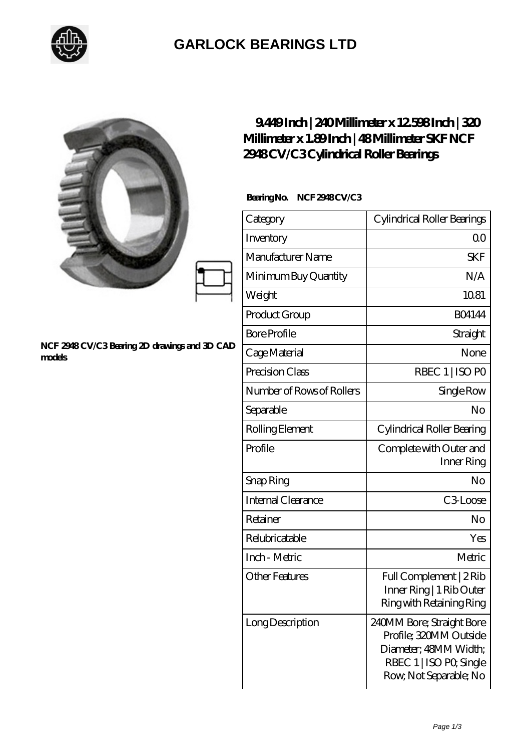# GARLOCK BEARINGS LTD

NCF 2948 CV/C3 Bearing 2D drawings and 3D CAD models

## 9.449 Inch | 240 Millimeter x 12.598 Inch | 320 Millimeter x 1.89 Inch | 48 Millimeter SKF NCF 2948 CV/C3 Cylindrical Roller Bearings

**Bearing No. NCF 2948 CV/C3**

| Category | Cylindrical Roller Bearings |
|---|---|
| Inventory | 0.0 |
| Manufacturer Name | SKF |
| Minimum Buy Quantity | N/A |
| Weight | 10.81 |
| Product Group | B04144 |
| Bore Profile | Straight |
| Cage Material | None |
| Precision Class | RBEC 1 \| ISO P0 |
| Number of Rows of Rollers | Single Row |
| Separable | No |
| Rolling Element | Cylindrical Roller Bearing |
| Profile | Complete with Outer and Inner Ring |
| Snap Ring | No |
| Internal Clearance | C3-Loose |
| Retainer | No |
| Relubricatable | Yes |
| Inch - Metric | Metric |
| Other Features | Full Complement \| 2 Rib Inner Ring \| 1 Rib Outer Ring with Retaining Ring |
| Long Description | 240MM Bore; Straight Bore Profile; 320MM Outside Diameter; 48MM Width; RBEC 1 \| ISO P0; Single Row; Not Separable; No |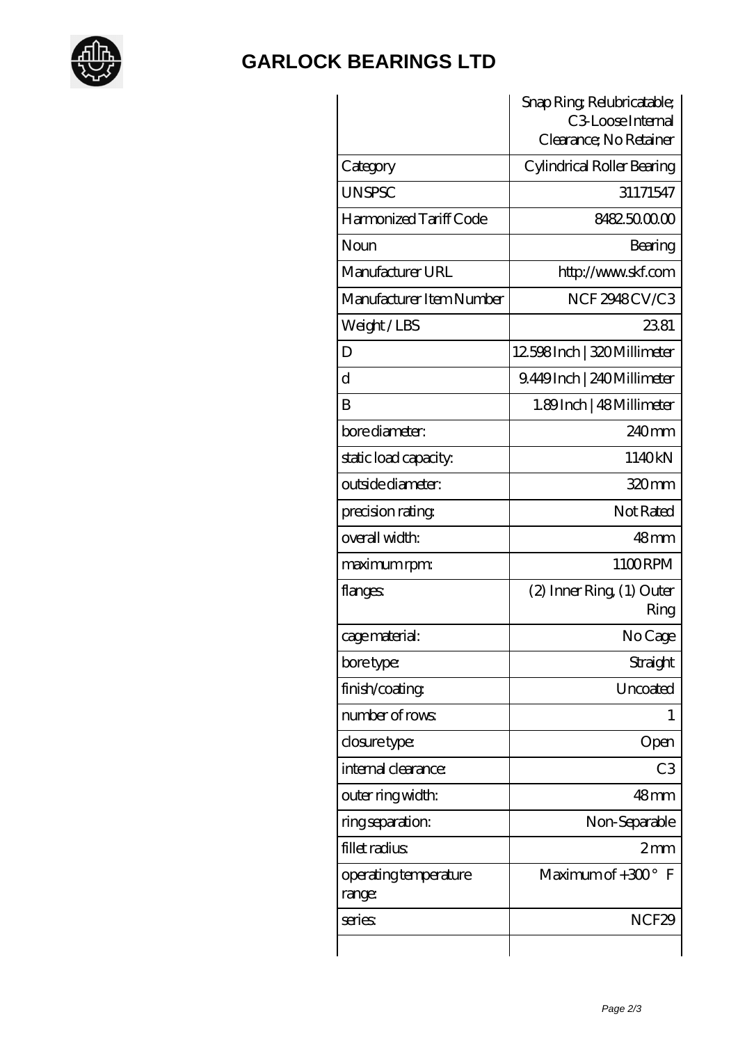## GARLOCK BEARINGS LTD

| | Snap Ring; Relubricatable; C3-Loose Internal Clearance; No Retainer |
|---|---|
| Category | Cylindrical Roller Bearing |
| UNSPSC | 31171547 |
| Harmonized Tariff Code | 8482.50.00.00 |
| Noun | Bearing |
| Manufacturer URL | http://www.skf.com |
| Manufacturer Item Number | NCF 2948 CV/C3 |
| Weight / LBS | 23.81 |
| D | 12.598 Inch \| 320 Millimeter |
| d | 9.449 Inch \| 240 Millimeter |
| B | 1.89 Inch \| 48 Millimeter |
| bore diameter: | 240 mm |
| static load capacity: | 1140 kN |
| outside diameter: | 320 mm |
| precision rating: | Not Rated |
| overall width: | 48 mm |
| maximum rpm: | 1100 RPM |
| flanges: | (2) Inner Ring, (1) Outer Ring |
| cage material: | No Cage |
| bore type: | Straight |
| finish/coating: | Uncoated |
| number of rows: | 1 |
| closure type: | Open |
| internal clearance: | C3 |
| outer ring width: | 48 mm |
| ring separation: | Non-Separable |
| fillet radius: | 2 mm |
| operating temperature range: | Maximum of +300 ° F |
| series: | NCF29 |
| | |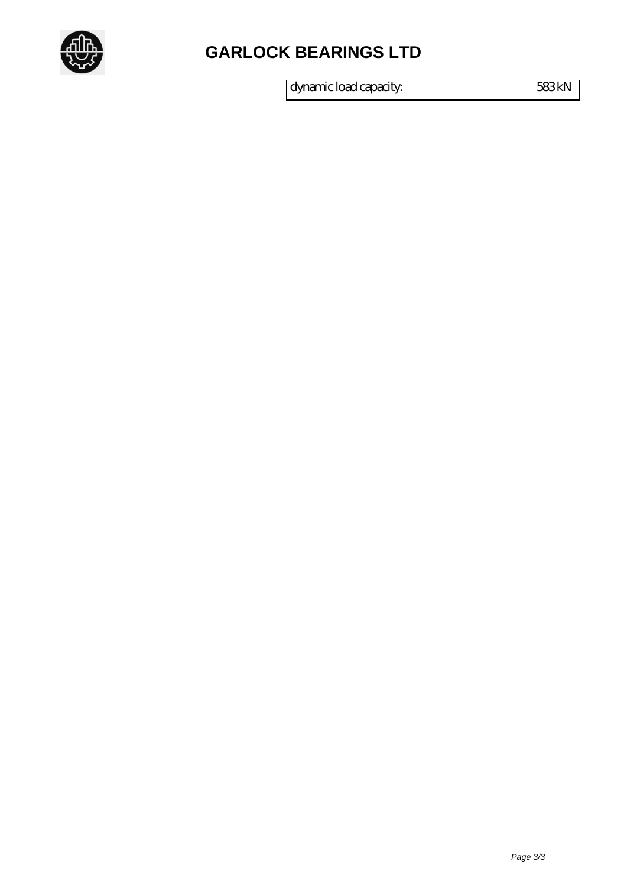# GARLOCK BEARINGS LTD

| | |
|---|---|
| dynamic load capacity: | 583 kN |